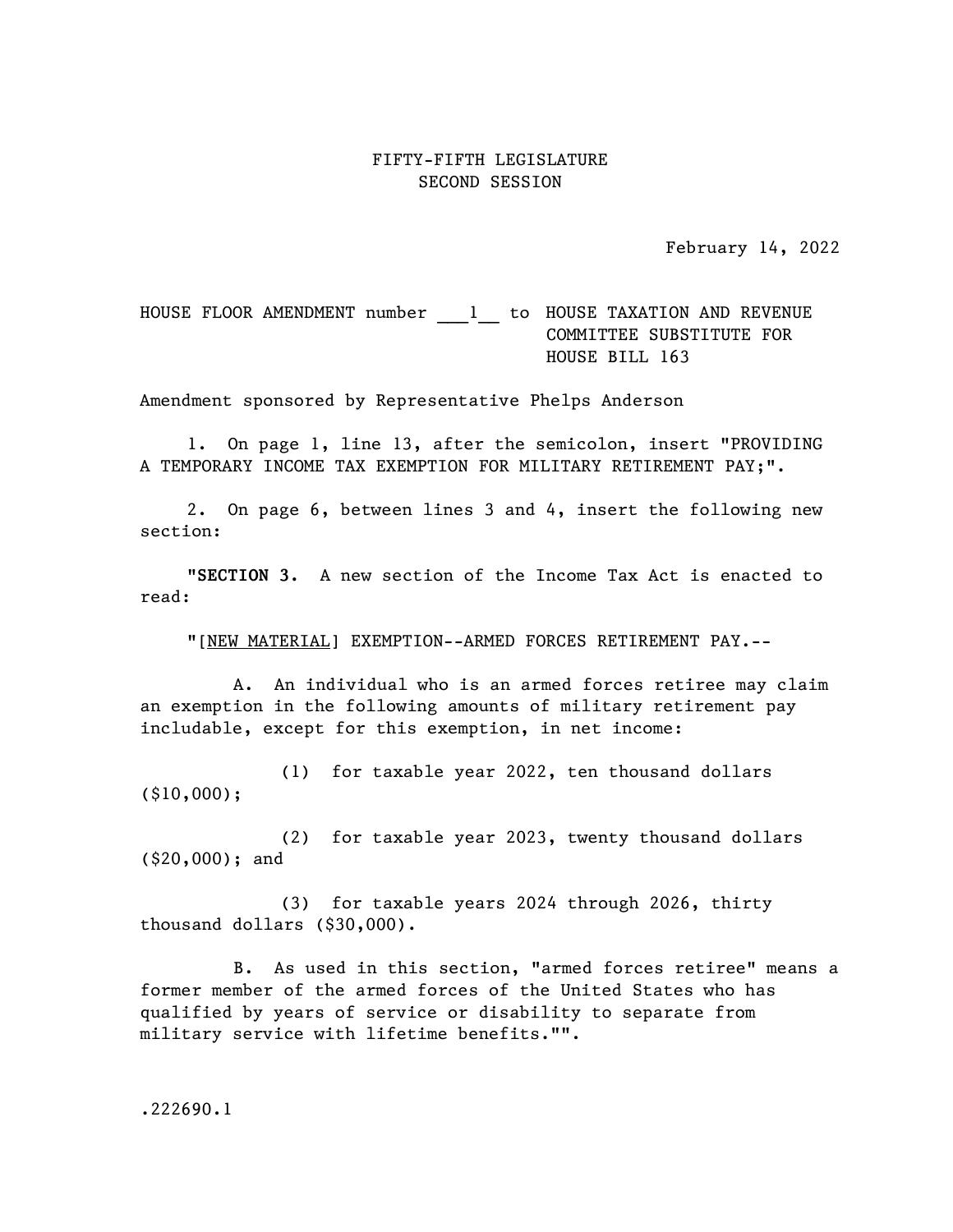FIFTY-FIFTH LEGISLATURE
SECOND SESSION

February 14, 2022

HOUSE FLOOR AMENDMENT number ___1__ to HOUSE TAXATION AND REVENUE COMMITTEE SUBSTITUTE FOR HOUSE BILL 163

Amendment sponsored by Representative Phelps Anderson

1. On page 1, line 13, after the semicolon, insert "PROVIDING A TEMPORARY INCOME TAX EXEMPTION FOR MILITARY RETIREMENT PAY;".

2. On page 6, between lines 3 and 4, insert the following new section:

"**SECTION 3.** A new section of the Income Tax Act is enacted to read:

"[<u>NEW MATERIAL</u>] EXEMPTION--ARMED FORCES RETIREMENT PAY.--

A. An individual who is an armed forces retiree may claim an exemption in the following amounts of military retirement pay includable, except for this exemption, in net income:

(1) for taxable year 2022, ten thousand dollars ($10,000);

(2) for taxable year 2023, twenty thousand dollars ($20,000); and

(3) for taxable years 2024 through 2026, thirty thousand dollars ($30,000).

B. As used in this section, "armed forces retiree" means a former member of the armed forces of the United States who has qualified by years of service or disability to separate from military service with lifetime benefits."".

.222690.1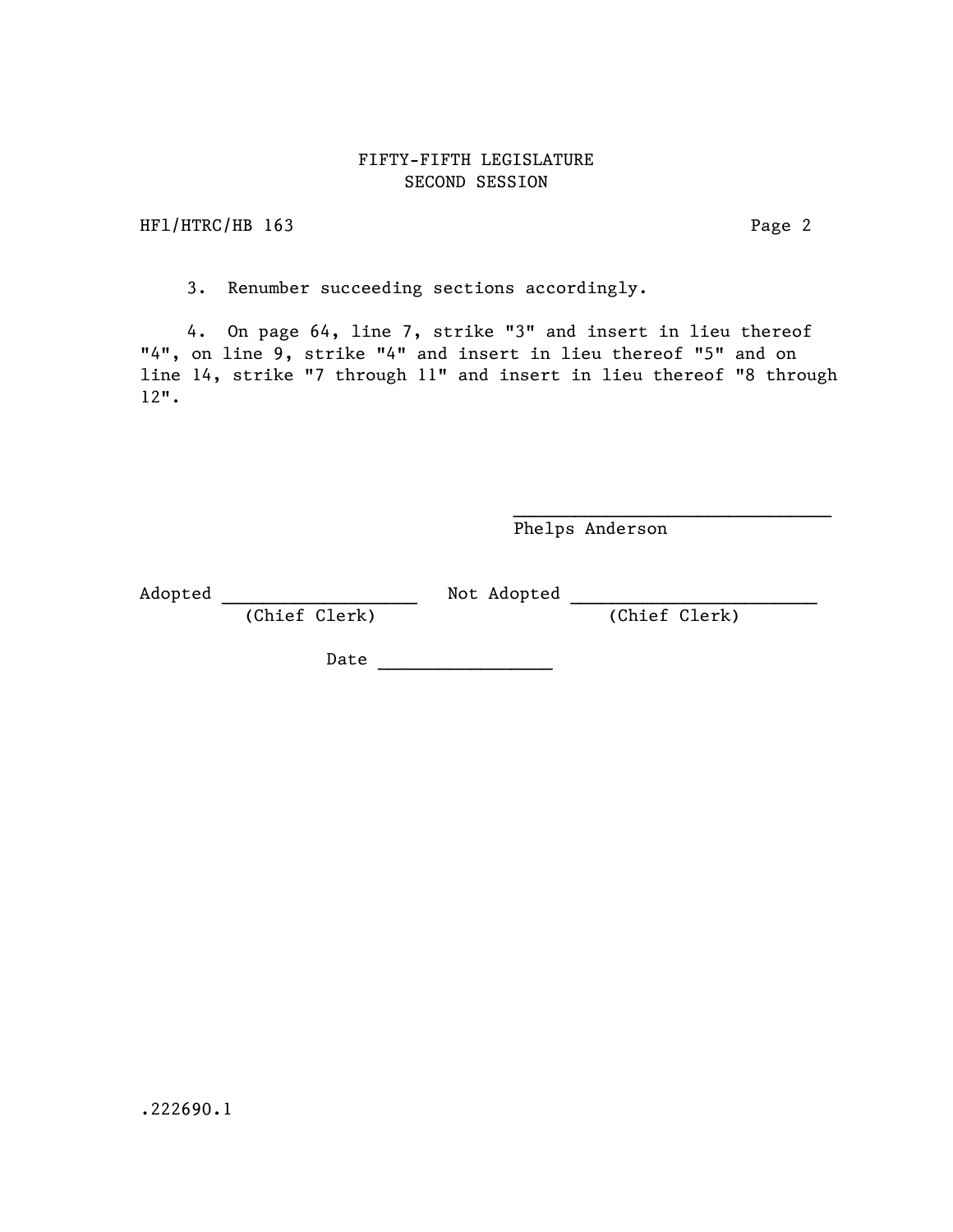3. Renumber succeeding sections accordingly.

4. On page 64, line 7, strike "3" and insert in lieu thereof "4", on line 9, strike "4" and insert in lieu thereof "5" and on line 14, strike "7 through 11" and insert in lieu thereof "8 through 12".

\_\_\_\_\_\_\_\_\_\_\_\_\_\_\_\_\_\_\_\_\_\_\_\_\_\_\_\_\_\_
Phelps Anderson

Adopted \_\_\_\_\_\_\_\_\_\_\_\_\_\_\_\_\_\_ (Chief Clerk)    Not Adopted \_\_\_\_\_\_\_\_\_\_\_\_\_\_\_\_\_\_\_\_\_\_ (Chief Clerk)

Date \_\_\_\_\_\_\_\_\_\_\_\_\_\_\_\_

.222690.1